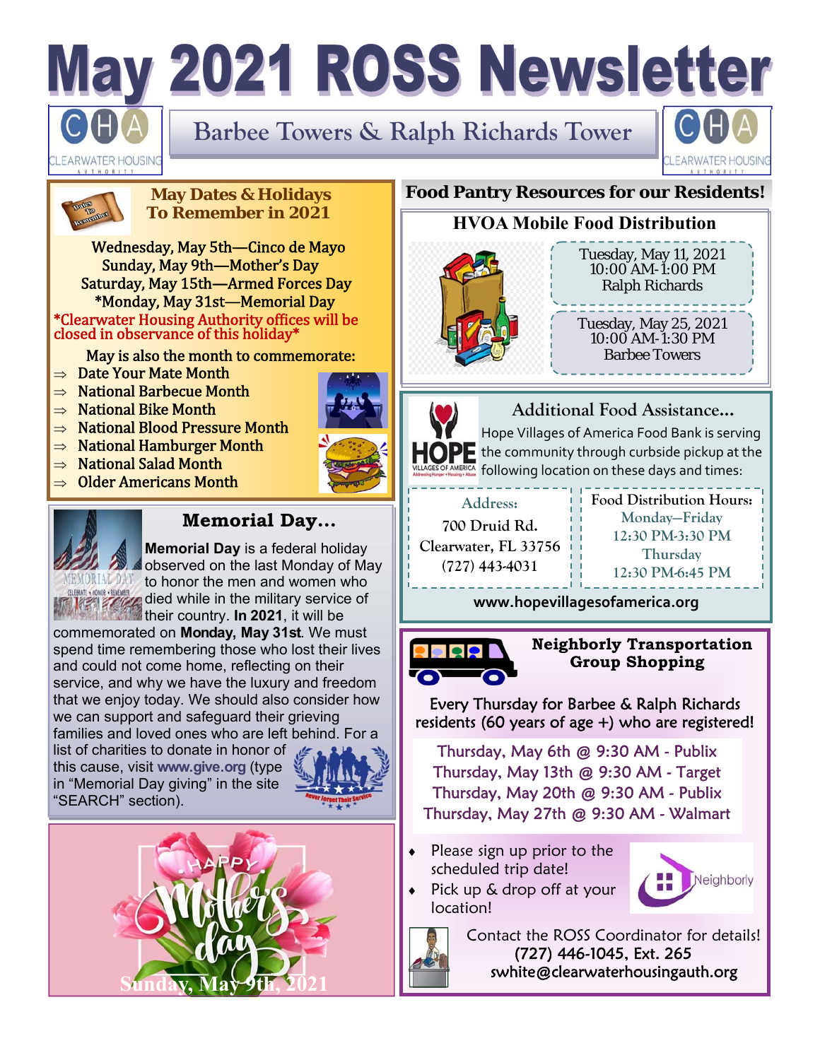# May 2021 ROSS Newsletter

## Barbee Towers & Ralph Richards Tower

### May Dates & Holidays To Remember in 2021

Wednesday, May 5th—Cinco de Mayo
Sunday, May 9th—Mother's Day
Saturday, May 15th—Armed Forces Day
*Monday, May 31st—Memorial Day

*Clearwater Housing Authority offices will be closed in observance of this holiday*

May is also the month to commemorate:

- ⇒ Date Your Mate Month
- ⇒ National Barbecue Month
- ⇒ National Bike Month
- ⇒ National Blood Pressure Month
- ⇒ National Hamburger Month
- ⇒ National Salad Month
- ⇒ Older Americans Month

### Memorial Day...

**Memorial Day** is a federal holiday observed on the last Monday of May to honor the men and women who died while in the military service of their country. **In 2021**, it will be commemorated on **Monday, May 31st**. We must spend time remembering those who lost their lives and could not come home, reflecting on their service, and why we have the luxury and freedom that we enjoy today. We should also consider how we can support and safeguard their grieving families and loved ones who are left behind. For a list of charities to donate in honor of this cause, visit **www.give.org** (type in "Memorial Day giving" in the site "SEARCH" section).

Happy Mother's Day
Sunday, May 9th, 2021

### Food Pantry Resources for our Residents!

#### HVOA Mobile Food Distribution

Tuesday, May 11, 2021
10:00 AM-1:00 PM
Ralph Richards

Tuesday, May 25, 2021
10:00 AM-1:30 PM
Barbee Towers

#### Additional Food Assistance...

Hope Villages of America Food Bank is serving the community through curbside pickup at the following location on these days and times:

**Address:**
700 Druid Rd.
Clearwater, FL 33756
(727) 443-4031

**Food Distribution Hours:**
Monday—Friday
12:30 PM-3:30 PM
Thursday
12:30 PM-6:45 PM

www.hopevillagesofamerica.org

#### Neighborly Transportation Group Shopping

Every Thursday for Barbee & Ralph Richards residents (60 years of age +) who are registered!

Thursday, May 6th @ 9:30 AM - Publix
Thursday, May 13th @ 9:30 AM - Target
Thursday, May 20th @ 9:30 AM - Publix
Thursday, May 27th @ 9:30 AM - Walmart

- Please sign up prior to the scheduled trip date!
- Pick up & drop off at your location!

Contact the ROSS Coordinator for details!
(727) 446-1045, Ext. 265
swhite@clearwaterhousingauth.org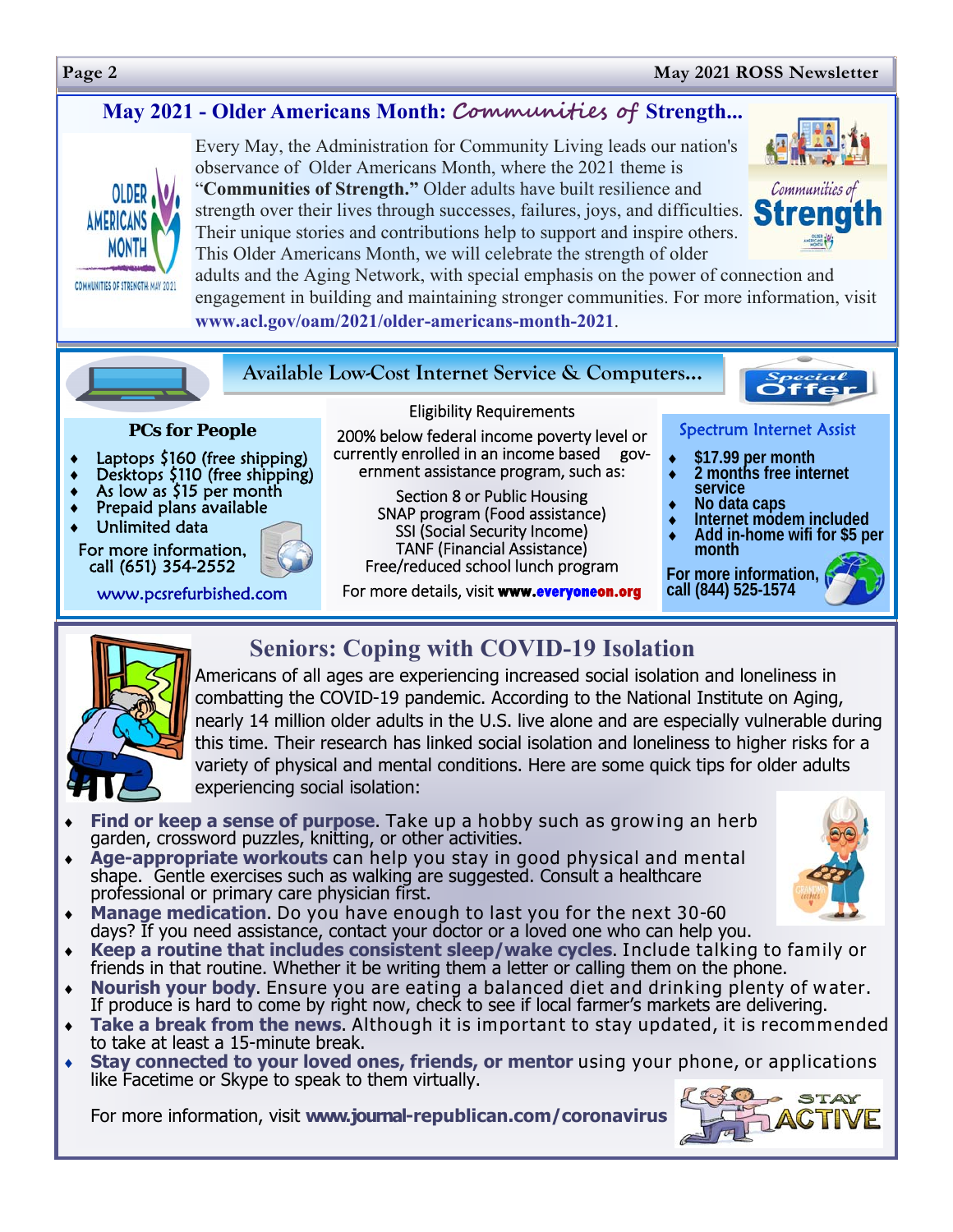## May 2021 - Older Americans Month: *Communities of* Strength...

Every May, the Administration for Community Living leads our nation's observance of Older Americans Month, where the 2021 theme is "**Communities of Strength.**" Older adults have built resilience and strength over their lives through successes, failures, joys, and difficulties. Their unique stories and contributions help to support and inspire others. This Older Americans Month, we will celebrate the strength of older adults and the Aging Network, with special emphasis on the power of connection and engagement in building and maintaining stronger communities. For more information, visit **www.acl.gov/oam/2021/older-americans-month-2021**.

## Available Low-Cost Internet Service & Computers...

### PCs for People

- Laptops $160 (free shipping)
- Desktops $110 (free shipping)
- As low as $15 per month
- Prepaid plans available
- Unlimited data

For more information, call (651) 354-2552

www.pcsrefurbished.com

### Eligibility Requirements

200% below federal income poverty level or currently enrolled in an income based government assistance program, such as:

Section 8 or Public Housing
SNAP program (Food assistance)
SSI (Social Security Income)
TANF (Financial Assistance)
Free/reduced school lunch program

For more details, visit **www.everyoneon.org**

### Spectrum Internet Assist

- **$17.99 per month**
- **2 months free internet service**
- **No data caps**
- **Internet modem included**
- **Add in-home wifi for $5 per month**

**For more information, call (844) 525-1574**

## Seniors: Coping with COVID-19 Isolation

Americans of all ages are experiencing increased social isolation and loneliness in combatting the COVID-19 pandemic. According to the National Institute on Aging, nearly 14 million older adults in the U.S. live alone and are especially vulnerable during this time. Their research has linked social isolation and loneliness to higher risks for a variety of physical and mental conditions. Here are some quick tips for older adults experiencing social isolation:

- **Find or keep a sense of purpose**. Take up a hobby such as growing an herb garden, crossword puzzles, knitting, or other activities.
- **Age-appropriate workouts** can help you stay in good physical and mental shape. Gentle exercises such as walking are suggested. Consult a healthcare professional or primary care physician first.
- **Manage medication**. Do you have enough to last you for the next 30-60 days? If you need assistance, contact your doctor or a loved one who can help you.
- **Keep a routine that includes consistent sleep/wake cycles**. Include talking to family or friends in that routine. Whether it be writing them a letter or calling them on the phone.
- **Nourish your body**. Ensure you are eating a balanced diet and drinking plenty of water. If produce is hard to come by right now, check to see if local farmer's markets are delivering.
- **Take a break from the news**. Although it is important to stay updated, it is recommended to take at least a 15-minute break.
- **Stay connected to your loved ones, friends, or mentor** using your phone, or applications like Facetime or Skype to speak to them virtually.

For more information, visit **www.journal-republican.com/coronavirus**